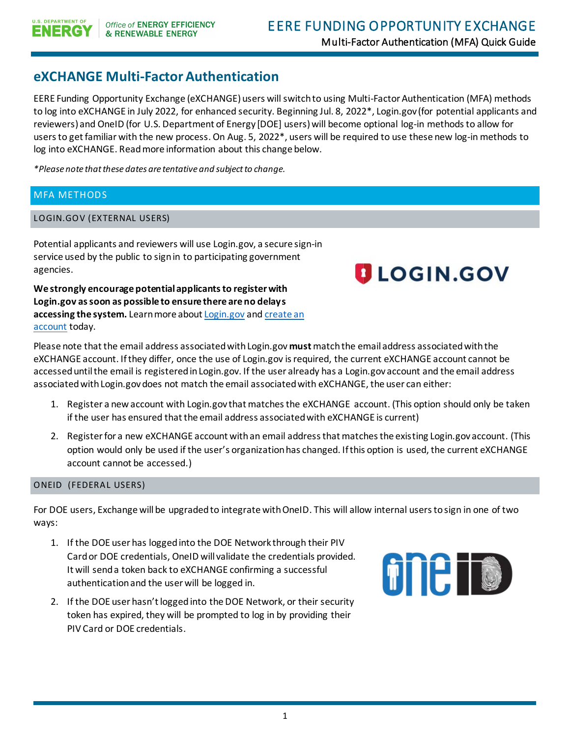# eXCHANGE Multi-Factor Authentication

EERE Funding Opportunity Exchange (eXCHANGE) users will switch to using Multi-Factor Authentication (MFA) methods to log into eXCHANGE in July 2022, for enhanced security. Beginning Jul. 8, 2022*, Login.gov (for potential applicants and reviewers) and OneID (for U.S. Department of Energy [DOE] users) will become optional log-in methods to allow for users to get familiar with the new process. On Aug. 5, 2022*, users will be required to use these new log-in methods to log into eXCHANGE. Read more information about this change below.

*\*Please note that these dates are tentative and subject to change.*

## MFA METHODS

### LOGIN.GOV (EXTERNAL USERS)

Potential applicants and reviewers will use Login.gov, a secure sign-in service used by the public to sign in to participating government agencies.

**We strongly encourage potential applicants to register with Login.gov as soon as possible to ensure there are no delays accessing the system.** Learn more about Login.gov and create an account today.

Please note that the email address associated with Login.gov **must** match the email address associated with the eXCHANGE account. If they differ, once the use of Login.gov is required, the current eXCHANGE account cannot be accessed until the email is registered in Login.gov. If the user already has a Login.gov account and the email address associated with Login.gov does not match the email associated with eXCHANGE, the user can either:

1. Register a new account with Login.gov that matches the eXCHANGE account. (This option should only be taken if the user has ensured that the email address associated with eXCHANGE is current)
2. Register for a new eXCHANGE account with an email address that matches the existing Login.gov account. (This option would only be used if the user's organization has changed. If this option is used, the current eXCHANGE account cannot be accessed.)

### ONEID (FEDERAL USERS)

For DOE users, Exchange will be upgraded to integrate with OneID. This will allow internal users to sign in one of two ways:

1. If the DOE user has logged into the DOE Network through their PIV Card or DOE credentials, OneID will validate the credentials provided. It will send a token back to eXCHANGE confirming a successful authentication and the user will be logged in.
2. If the DOE user hasn't logged into the DOE Network, or their security token has expired, they will be prompted to log in by providing their PIV Card or DOE credentials.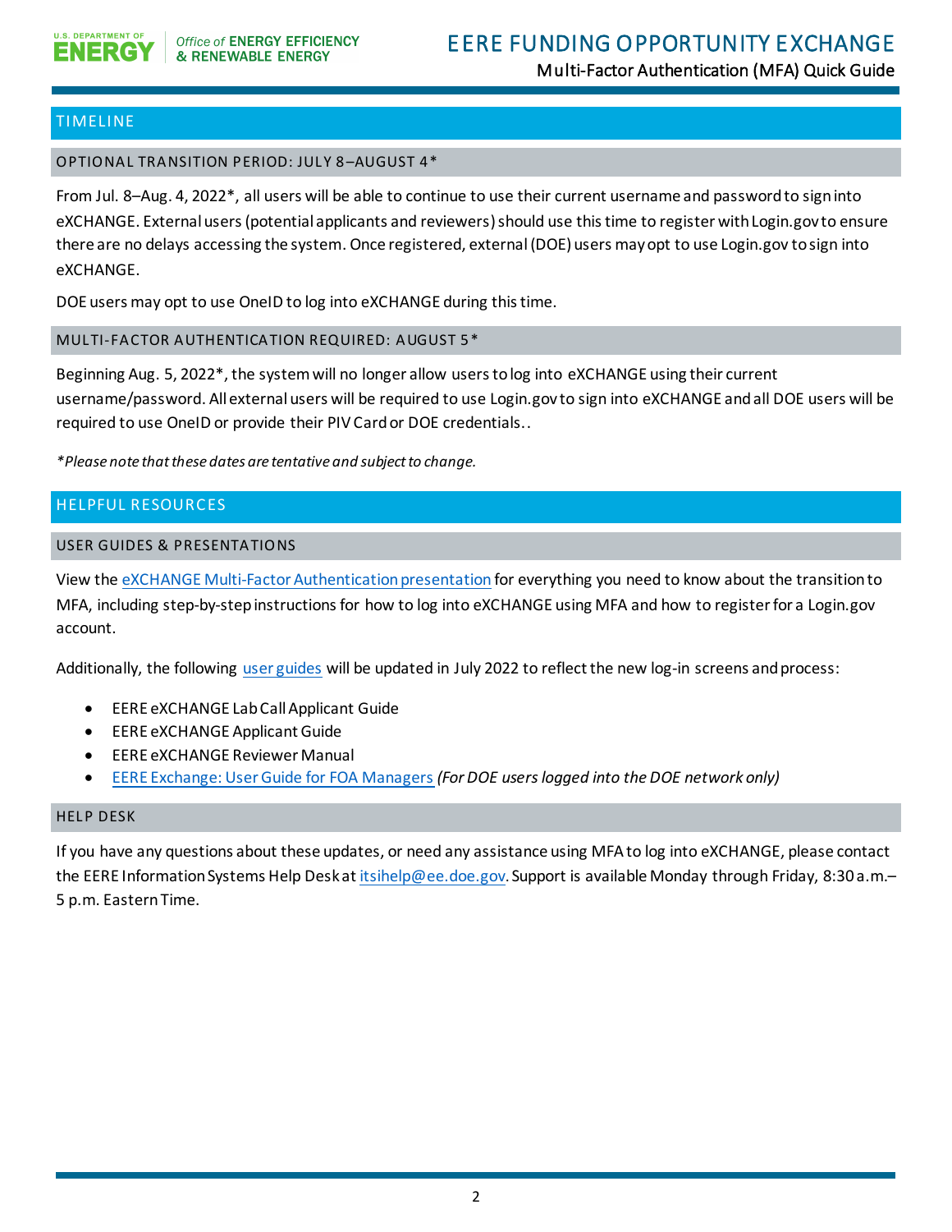## TIMELINE

### OPTIONAL TRANSITION PERIOD: JULY 8–AUGUST 4*

From Jul. 8–Aug. 4, 2022*, all users will be able to continue to use their current username and password to sign into eXCHANGE. External users (potential applicants and reviewers) should use this time to register with Login.gov to ensure there are no delays accessing the system. Once registered, external (DOE) users may opt to use Login.gov to sign into eXCHANGE.

DOE users may opt to use OneID to log into eXCHANGE during this time.

### MULTI-FACTOR AUTHENTICATION REQUIRED: AUGUST 5*

Beginning Aug. 5, 2022*, the system will no longer allow users to log into eXCHANGE using their current username/password. All external users will be required to use Login.gov to sign into eXCHANGE and all DOE users will be required to use OneID or provide their PIV Card or DOE credentials..

*\*Please note that these dates are tentative and subject to change.*

## HELPFUL RESOURCES

### USER GUIDES & PRESENTATIONS

View the eXCHANGE Multi-Factor Authentication presentation for everything you need to know about the transition to MFA, including step-by-step instructions for how to log into eXCHANGE using MFA and how to register for a Login.gov account.

Additionally, the following user guides will be updated in July 2022 to reflect the new log-in screens and process:

- EERE eXCHANGE Lab Call Applicant Guide
- EERE eXCHANGE Applicant Guide
- EERE eXCHANGE Reviewer Manual
- EERE Exchange: User Guide for FOA Managers *(For DOE users logged into the DOE network only)*

### HELP DESK

If you have any questions about these updates, or need any assistance using MFA to log into eXCHANGE, please contact the EERE Information Systems Help Desk at itsihelp@ee.doe.gov. Support is available Monday through Friday, 8:30 a.m.–5 p.m. Eastern Time.